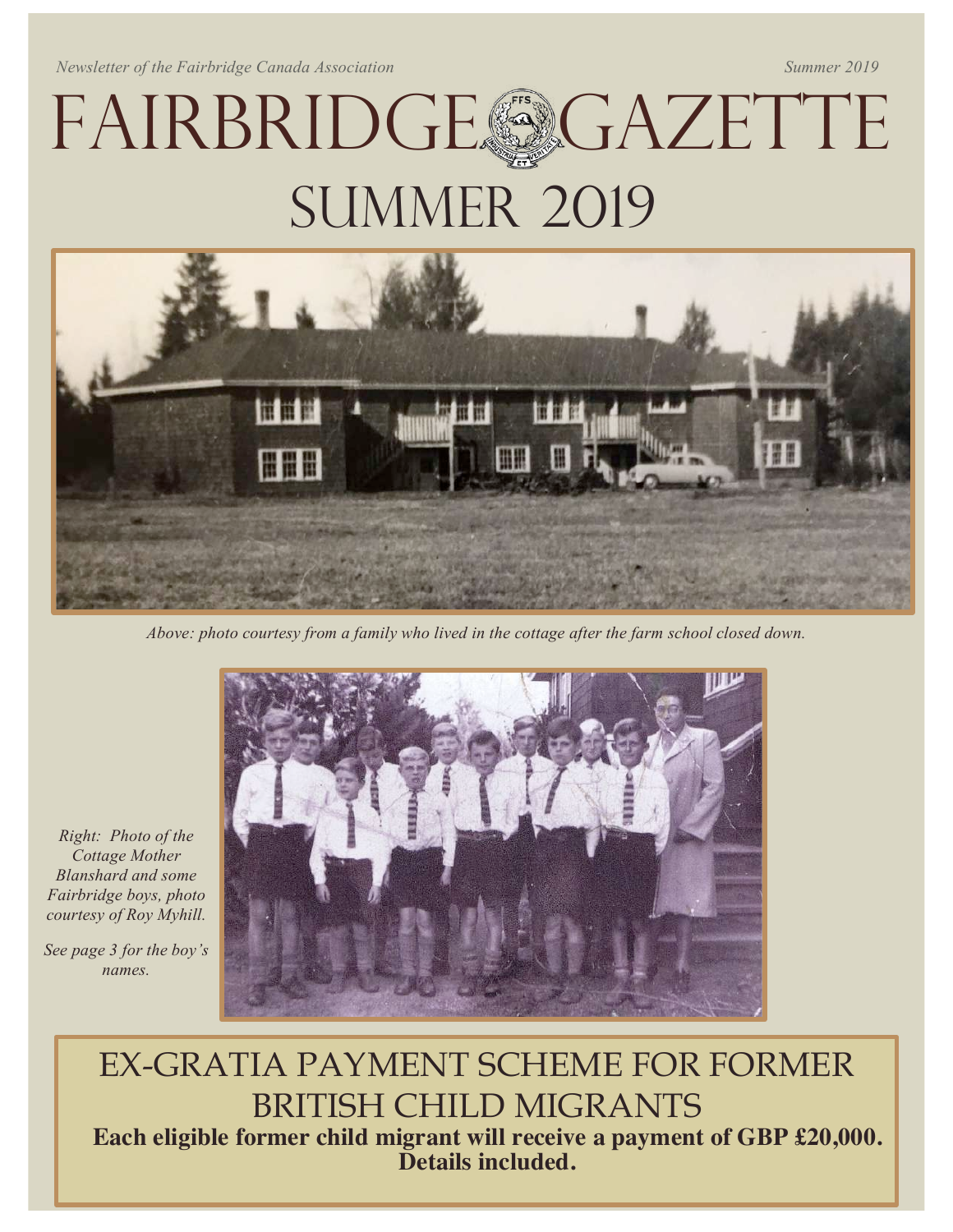*Newsletter of the Fairbridge Canada Association*

# FAIRBRIDGE GAZETTE

## SUMMER 2019

*Above: photo courtesy from a family who lived in the cottage after the farm school closed down.*

*Right: Photo of the Cottage Mother Blanshard and some Fairbridge boys, photo courtesy of Roy Myhill.*

*See page 3 for the boy's names.*

## EX-GRATIA PAYMENT SCHEME FOR FORMER BRITISH CHILD MIGRANTS

**Each eligible former child migrant will receive a payment of GBP £20,000. Details included.**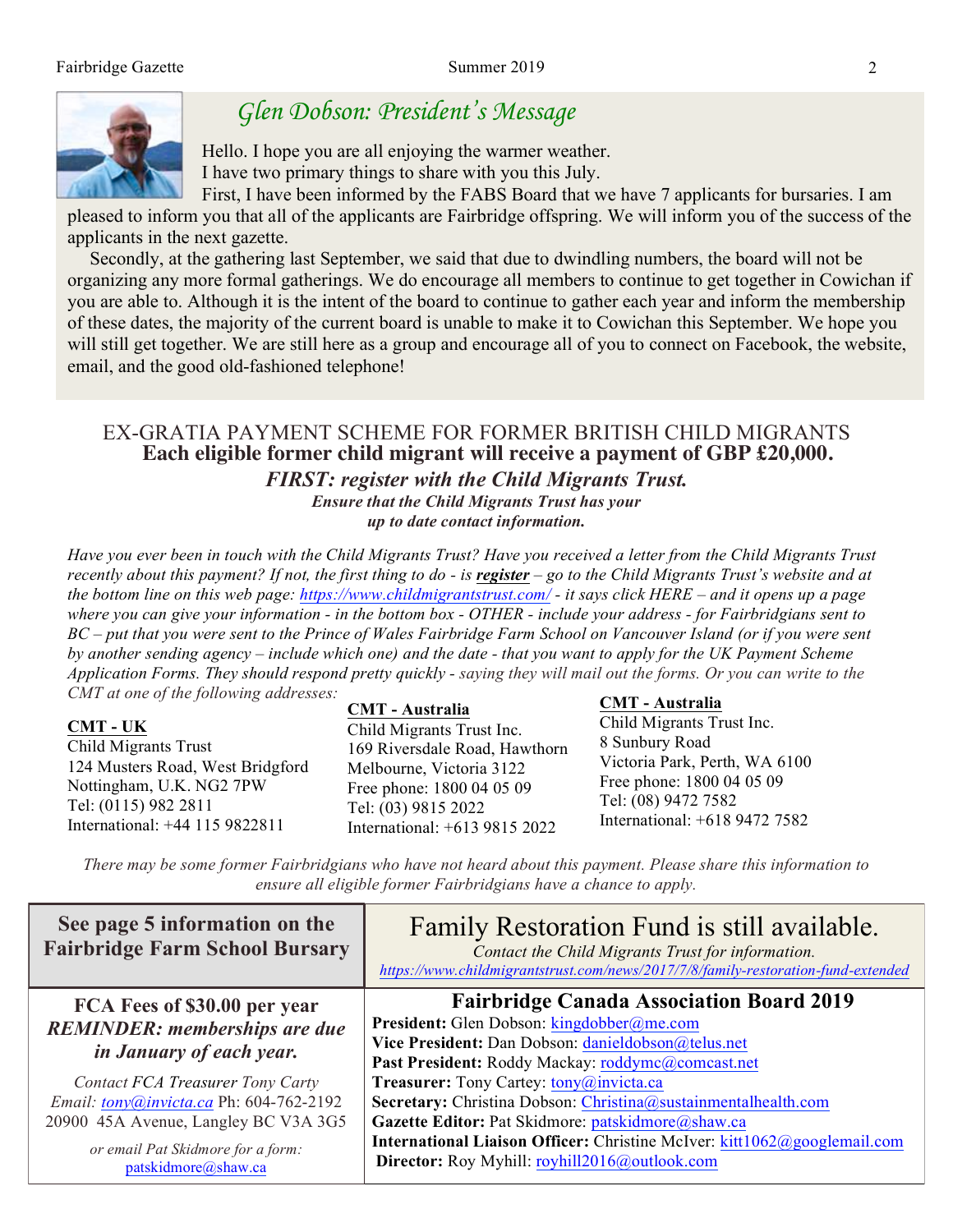## *Glen Dobson: President's Message*

Hello. I hope you are all enjoying the warmer weather.

I have two primary things to share with you this July.

First, I have been informed by the FABS Board that we have 7 applicants for bursaries. I am pleased to inform you that all of the applicants are Fairbridge offspring. We will inform you of the success of the applicants in the next gazette.

Secondly, at the gathering last September, we said that due to dwindling numbers, the board will not be organizing any more formal gatherings. We do encourage all members to continue to get together in Cowichan if you are able to. Although it is the intent of the board to continue to gather each year and inform the membership of these dates, the majority of the current board is unable to make it to Cowichan this September. We hope you will still get together. We are still here as a group and encourage all of you to connect on Facebook, the website, email, and the good old-fashioned telephone!

## EX-GRATIA PAYMENT SCHEME FOR FORMER BRITISH CHILD MIGRANTS

**Each eligible former child migrant will receive a payment of GBP £20,000.**

***FIRST: register with the Child Migrants Trust.***

***Ensure that the Child Migrants Trust has your up to date contact information.***

*Have you ever been in touch with the Child Migrants Trust? Have you received a letter from the Child Migrants Trust recently about this payment? If not, the first thing to do - is **register** – go to the Child Migrants Trust's website and at the bottom line on this web page: https://www.childmigrantstrust.com/ - it says click HERE – and it opens up a page where you can give your information - in the bottom box - OTHER - include your address - for Fairbridgians sent to BC – put that you were sent to the Prince of Wales Fairbridge Farm School on Vancouver Island (or if you were sent by another sending agency – include which one) and the date - that you want to apply for the UK Payment Scheme Application Forms. They should respond pretty quickly - saying they will mail out the forms. Or you can write to the CMT at one of the following addresses:*

**CMT - UK**
Child Migrants Trust
124 Musters Road, West Bridgford
Nottingham, U.K. NG2 7PW
Tel: (0115) 982 2811
International: +44 115 9822811

**CMT - Australia**
Child Migrants Trust Inc.
169 Riversdale Road, Hawthorn
Melbourne, Victoria 3122
Free phone: 1800 04 05 09
Tel: (03) 9815 2022
International: +613 9815 2022

**CMT - Australia**
Child Migrants Trust Inc.
8 Sunbury Road
Victoria Park, Perth, WA 6100
Free phone: 1800 04 05 09
Tel: (08) 9472 7582
International: +618 9472 7582

*There may be some former Fairbridgians who have not heard about this payment. Please share this information to ensure all eligible former Fairbridgians have a chance to apply.*

**See page 5 information on the Fairbridge Farm School Bursary**

## Family Restoration Fund is still available.

*Contact the Child Migrants Trust for information.*

*https://www.childmigrantstrust.com/news/2017/7/8/family-restoration-fund-extended*

**FCA Fees of $30.00 per year**

***REMINDER: memberships are due in January of each year.***

*Contact FCA Treasurer Tony Carty*
*Email: tony@invicta.ca* Ph: 604-762-2192
20900 45A Avenue, Langley BC V3A 3G5

*or email Pat Skidmore for a form:*
patskidmore@shaw.ca

### Fairbridge Canada Association Board 2019

**President:** Glen Dobson: kingdobber@me.com
**Vice President:** Dan Dobson: danieldobson@telus.net
**Past President:** Roddy Mackay: roddymc@comcast.net
**Treasurer:** Tony Cartey: tony@invicta.ca
**Secretary:** Christina Dobson: Christina@sustainmentalhealth.com
**Gazette Editor:** Pat Skidmore: patskidmore@shaw.ca
**International Liaison Officer:** Christine McIver: kitt1062@googlemail.com
**Director:** Roy Myhill: royhill2016@outlook.com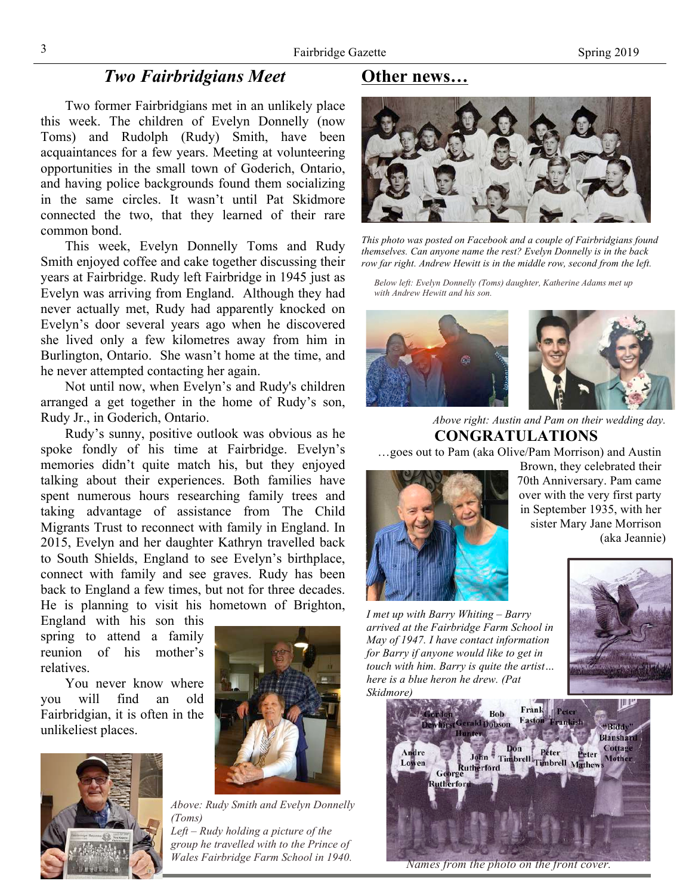## *Two Fairbridgians Meet*

Two former Fairbridgians met in an unlikely place this week. The children of Evelyn Donnelly (now Toms) and Rudolph (Rudy) Smith, have been acquaintances for a few years. Meeting at volunteering opportunities in the small town of Goderich, Ontario, and having police backgrounds found them socializing in the same circles. It wasn't until Pat Skidmore connected the two, that they learned of their rare common bond.

This week, Evelyn Donnelly Toms and Rudy Smith enjoyed coffee and cake together discussing their years at Fairbridge. Rudy left Fairbridge in 1945 just as Evelyn was arriving from England. Although they had never actually met, Rudy had apparently knocked on Evelyn's door several years ago when he discovered she lived only a few kilometres away from him in Burlington, Ontario. She wasn't home at the time, and he never attempted contacting her again.

Not until now, when Evelyn's and Rudy's children arranged a get together in the home of Rudy's son, Rudy Jr., in Goderich, Ontario.

Rudy's sunny, positive outlook was obvious as he spoke fondly of his time at Fairbridge. Evelyn's memories didn't quite match his, but they enjoyed talking about their experiences. Both families have spent numerous hours researching family trees and taking advantage of assistance from The Child Migrants Trust to reconnect with family in England. In 2015, Evelyn and her daughter Kathryn travelled back to South Shields, England to see Evelyn's birthplace, connect with family and see graves. Rudy has been back to England a few times, but not for three decades. He is planning to visit his hometown of Brighton, England with his son this spring to attend a family reunion of his mother's relatives.

You never know where you will find an old Fairbridgian, it is often in the unlikeliest places.

*Above: Rudy Smith and Evelyn Donnelly (Toms)*

*Left – Rudy holding a picture of the group he travelled with to the Prince of Wales Fairbridge Farm School in 1940.*

## Other news…

*This photo was posted on Facebook and a couple of Fairbridgians found themselves. Can anyone name the rest? Evelyn Donnelly is in the back row far right. Andrew Hewitt is in the middle row, second from the left.*

*Below left: Evelyn Donnelly (Toms) daughter, Katherine Adams met up with Andrew Hewitt and his son.*

*Above right: Austin and Pam on their wedding day.*

### CONGRATULATIONS

…goes out to Pam (aka Olive/Pam Morrison) and Austin Brown, they celebrated their 70th Anniversary. Pam came over with the very first party in September 1935, with her sister Mary Jane Morrison (aka Jeannie)

*I met up with Barry Whiting – Barry arrived at the Fairbridge Farm School in May of 1947. I have contact information for Barry if anyone would like to get in touch with him. Barry is quite the artist… here is a blue heron he drew. (Pat Skidmore)*

*Names from the photo on the front cover.*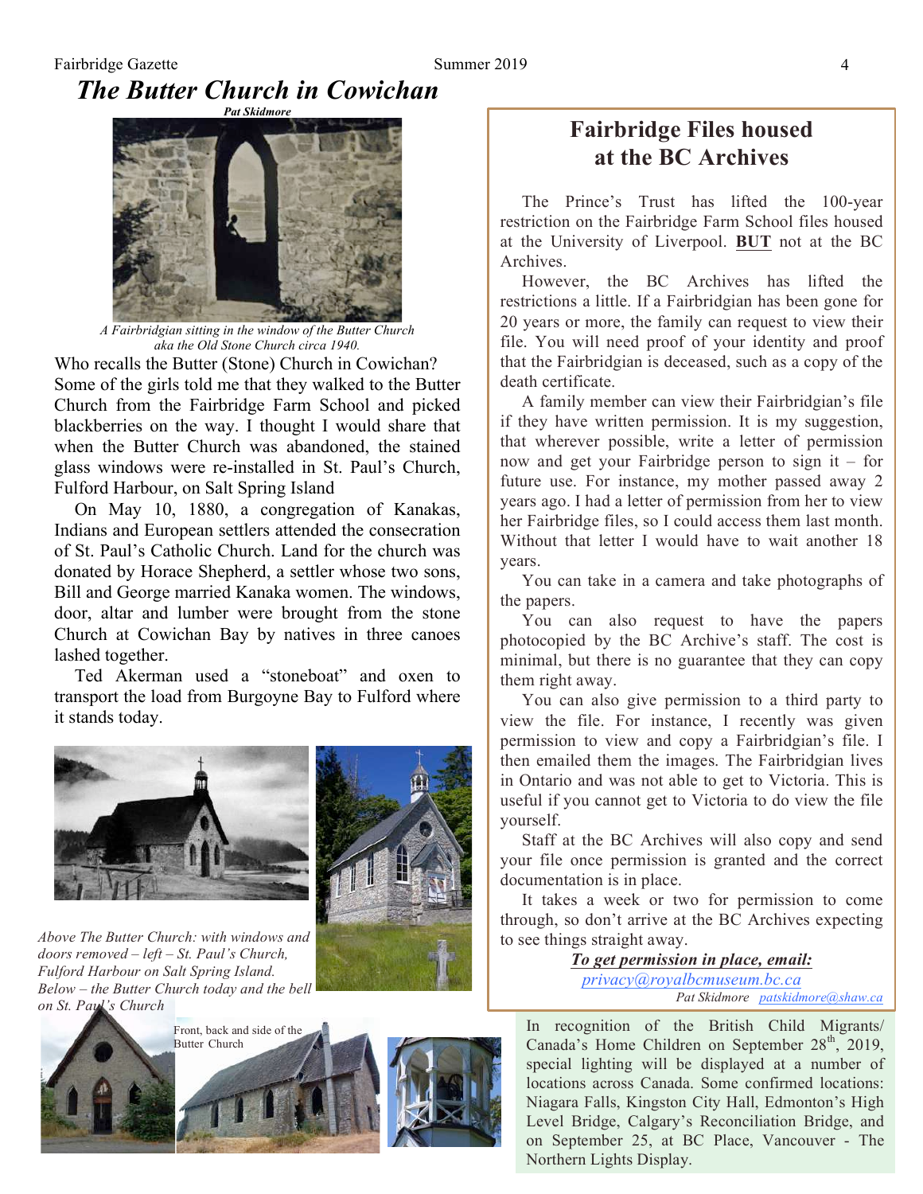# The Butter Church in Cowichan

**Pat Skidmore**

*A Fairbridgian sitting in the window of the Butter Church aka the Old Stone Church circa 1940.*

Who recalls the Butter (Stone) Church in Cowichan? Some of the girls told me that they walked to the Butter Church from the Fairbridge Farm School and picked blackberries on the way. I thought I would share that when the Butter Church was abandoned, the stained glass windows were re-installed in St. Paul's Church, Fulford Harbour, on Salt Spring Island

On May 10, 1880, a congregation of Kanakas, Indians and European settlers attended the consecration of St. Paul's Catholic Church. Land for the church was donated by Horace Shepherd, a settler whose two sons, Bill and George married Kanaka women. The windows, door, altar and lumber were brought from the stone Church at Cowichan Bay by natives in three canoes lashed together.

Ted Akerman used a "stoneboat" and oxen to transport the load from Burgoyne Bay to Fulford where it stands today.

*Above The Butter Church: with windows and doors removed – left – St. Paul's Church, Fulford Harbour on Salt Spring Island. Below – the Butter Church today and the bell on St. Paul's Church*

Front, back and side of the Butter Church

## Fairbridge Files housed at the BC Archives

The Prince's Trust has lifted the 100-year restriction on the Fairbridge Farm School files housed at the University of Liverpool. **BUT** not at the BC Archives.

However, the BC Archives has lifted the restrictions a little. If a Fairbridgian has been gone for 20 years or more, the family can request to view their file. You will need proof of your identity and proof that the Fairbridgian is deceased, such as a copy of the death certificate.

A family member can view their Fairbridgian's file if they have written permission. It is my suggestion, that wherever possible, write a letter of permission now and get your Fairbridge person to sign it – for future use. For instance, my mother passed away 2 years ago. I had a letter of permission from her to view her Fairbridge files, so I could access them last month. Without that letter I would have to wait another 18 years.

You can take in a camera and take photographs of the papers.

You can also request to have the papers photocopied by the BC Archive's staff. The cost is minimal, but there is no guarantee that they can copy them right away.

You can also give permission to a third party to view the file. For instance, I recently was given permission to view and copy a Fairbridgian's file. I then emailed them the images. The Fairbridgian lives in Ontario and was not able to get to Victoria. This is useful if you cannot get to Victoria to do view the file yourself.

Staff at the BC Archives will also copy and send your file once permission is granted and the correct documentation is in place.

It takes a week or two for permission to come through, so don't arrive at the BC Archives expecting to see things straight away.

***To get permission in place, email:***

*privacy@royalbcmuseum.bc.ca*

*Pat Skidmore patskidmore@shaw.ca*

In recognition of the British Child Migrants/ Canada's Home Children on September 28th, 2019, special lighting will be displayed at a number of locations across Canada. Some confirmed locations: Niagara Falls, Kingston City Hall, Edmonton's High Level Bridge, Calgary's Reconciliation Bridge, and on September 25, at BC Place, Vancouver - The Northern Lights Display.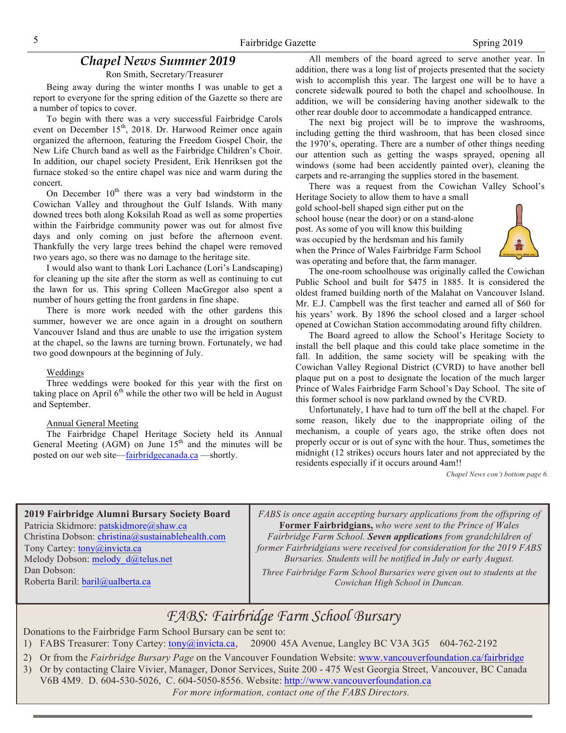## *Chapel News Summer 2019*

Ron Smith, Secretary/Treasurer

Being away during the winter months I was unable to get a report to everyone for the spring edition of the Gazette so there are a number of topics to cover.

To begin with there was a very successful Fairbridge Carols event on December 15th, 2018. Dr. Harwood Reimer once again organized the afternoon, featuring the Freedom Gospel Choir, the New Life Church band as well as the Fairbridge Children's Choir. In addition, our chapel society President, Erik Henriksen got the furnace stoked so the entire chapel was nice and warm during the concert.

On December 10th there was a very bad windstorm in the Cowichan Valley and throughout the Gulf Islands. With many downed trees both along Koksilah Road as well as some properties within the Fairbridge community power was out for almost five days and only coming on just before the afternoon event. Thankfully the very large trees behind the chapel were removed two years ago, so there was no damage to the heritage site.

I would also want to thank Lori Lachance (Lori's Landscaping) for cleaning up the site after the storm as well as continuing to cut the lawn for us. This spring Colleen MacGregor also spent a number of hours getting the front gardens in fine shape.

There is more work needed with the other gardens this summer, however we are once again in a drought on southern Vancouver Island and thus are unable to use the irrigation system at the chapel, so the lawns are turning brown. Fortunately, we had two good downpours at the beginning of July.

### Weddings

Three weddings were booked for this year with the first on taking place on April 6th while the other two will be held in August and September.

### Annual General Meeting

The Fairbridge Chapel Heritage Society held its Annual General Meeting (AGM) on June 15th and the minutes will be posted on our web site—fairbridgecanada.ca —shortly.

All members of the board agreed to serve another year. In addition, there was a long list of projects presented that the society wish to accomplish this year. The largest one will be to have a concrete sidewalk poured to both the chapel and schoolhouse. In addition, we will be considering having another sidewalk to the other rear double door to accommodate a handicapped entrance.

The next big project will be to improve the washrooms, including getting the third washroom, that has been closed since the 1970's, operating. There are a number of other things needing our attention such as getting the wasps sprayed, opening all windows (some had been accidently painted over), cleaning the carpets and re-arranging the supplies stored in the basement.

There was a request from the Cowichan Valley School's Heritage Society to allow them to have a small gold school-bell shaped sign either put on the school house (near the door) or on a stand-alone post. As some of you will know this building was occupied by the herdsman and his family when the Prince of Wales Fairbridge Farm School was operating and before that, the farm manager.

The one-room schoolhouse was originally called the Cowichan Public School and built for $475 in 1885. It is considered the oldest framed building north of the Malahat on Vancouver Island. Mr. E.J. Campbell was the first teacher and earned all of $60 for his years' work. By 1896 the school closed and a larger school opened at Cowichan Station accommodating around fifty children.

The Board agreed to allow the School's Heritage Society to install the bell plaque and this could take place sometime in the fall. In addition, the same society will be speaking with the Cowichan Valley Regional District (CVRD) to have another bell plaque put on a post to designate the location of the much larger Prince of Wales Fairbridge Farm School's Day School. The site of this former school is now parkland owned by the CVRD.

Unfortunately, I have had to turn off the bell at the chapel. For some reason, likely due to the inappropriate oiling of the mechanism, a couple of years ago, the strike often does not properly occur or is out of sync with the hour. Thus, sometimes the midnight (12 strikes) occurs hours later and not appreciated by the residents especially if it occurs around 4am!!

*Chapel News con't bottom page 6.*

**2019 Fairbridge Alumni Bursary Society Board**
Patricia Skidmore: patskidmore@shaw.ca
Christina Dobson: christina@sustainablehealth.com
Tony Cartey: tony@invicta.ca
Melody Dobson: melody_d@telus.net
Dan Dobson:
Roberta Baril: baril@ualberta.ca

*FABS is once again accepting bursary applications from the offspring of* **Former Fairbridgians,** *who were sent to the Prince of Wales Fairbridge Farm School.* ***Seven applications*** *from grandchildren of former Fairbridgians were received for consideration for the 2019 FABS Bursaries. Students will be notified in July or early August.*

*Three Fairbridge Farm School Bursaries were given out to students at the Cowichan High School in Duncan.*

## *FABS: Fairbridge Farm School Bursary*

Donations to the Fairbridge Farm School Bursary can be sent to:

1) FABS Treasurer: Tony Cartey: tony@invicta.ca, 20900 45A Avenue, Langley BC V3A 3G5 604-762-2192
2) Or from the *Fairbridge Bursary Page* on the Vancouver Foundation Website: www.vancouverfoundation.ca/fairbridge
3) Or by contacting Claire Vivier, Manager, Donor Services, Suite 200 - 475 West Georgia Street, Vancouver, BC Canada V6B 4M9. D. 604-530-5026, C. 604-5050-8556. Website: http://www.vancouverfoundation.ca

*For more information, contact one of the FABS Directors.*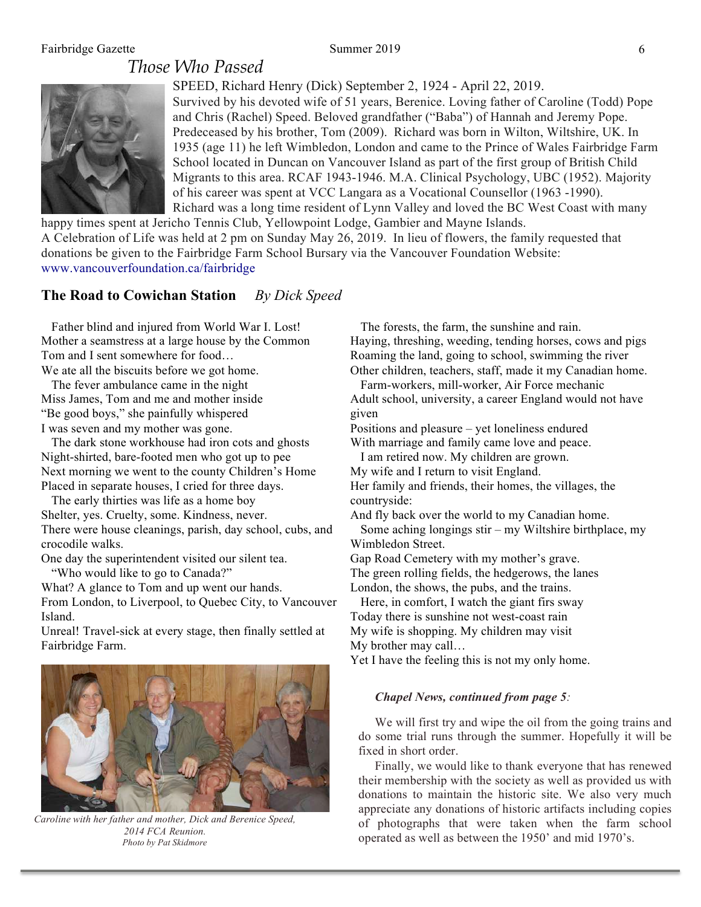## *Those Who Passed*

SPEED, Richard Henry (Dick) September 2, 1924 - April 22, 2019. Survived by his devoted wife of 51 years, Berenice. Loving father of Caroline (Todd) Pope and Chris (Rachel) Speed. Beloved grandfather ("Baba") of Hannah and Jeremy Pope. Predeceased by his brother, Tom (2009). Richard was born in Wilton, Wiltshire, UK. In 1935 (age 11) he left Wimbledon, London and came to the Prince of Wales Fairbridge Farm School located in Duncan on Vancouver Island as part of the first group of British Child Migrants to this area. RCAF 1943-1946. M.A. Clinical Psychology, UBC (1952). Majority of his career was spent at VCC Langara as a Vocational Counsellor (1963 -1990). Richard was a long time resident of Lynn Valley and loved the BC West Coast with many happy times spent at Jericho Tennis Club, Yellowpoint Lodge, Gambier and Mayne Islands.

A Celebration of Life was held at 2 pm on Sunday May 26, 2019. In lieu of flowers, the family requested that donations be given to the Fairbridge Farm School Bursary via the Vancouver Foundation Website: www.vancouverfoundation.ca/fairbridge

### **The Road to Cowichan Station** *By Dick Speed*

Father blind and injured from World War I. Lost!
Mother a seamstress at a large house by the Common
Tom and I sent somewhere for food…
We ate all the biscuits before we got home.
The fever ambulance came in the night
Miss James, Tom and me and mother inside
"Be good boys," she painfully whispered
I was seven and my mother was gone.
The dark stone workhouse had iron cots and ghosts
Night-shirted, bare-footed men who got up to pee
Next morning we went to the county Children's Home
Placed in separate houses, I cried for three days.
The early thirties was life as a home boy
Shelter, yes. Cruelty, some. Kindness, never.
There were house cleanings, parish, day school, cubs, and crocodile walks.
One day the superintendent visited our silent tea.
"Who would like to go to Canada?"
What? A glance to Tom and up went our hands.
From London, to Liverpool, to Quebec City, to Vancouver Island.
Unreal! Travel-sick at every stage, then finally settled at Fairbridge Farm.
The forests, the farm, the sunshine and rain.
Haying, threshing, weeding, tending horses, cows and pigs
Roaming the land, going to school, swimming the river
Other children, teachers, staff, made it my Canadian home.
Farm-workers, mill-worker, Air Force mechanic
Adult school, university, a career England would not have given
Positions and pleasure – yet loneliness endured
With marriage and family came love and peace.
I am retired now. My children are grown.
My wife and I return to visit England.
Her family and friends, their homes, the villages, the countryside:
And fly back over the world to my Canadian home.
Some aching longings stir – my Wiltshire birthplace, my Wimbledon Street.
Gap Road Cemetery with my mother's grave.
The green rolling fields, the hedgerows, the lanes
London, the shows, the pubs, and the trains.
Here, in comfort, I watch the giant firs sway
Today there is sunshine not west-coast rain
My wife is shopping. My children may visit
My brother may call…
Yet I have the feeling this is not my only home.

*Caroline with her father and mother, Dick and Berenice Speed, 2014 FCA Reunion. Photo by Pat Skidmore*

***Chapel News, continued from page 5**:*

We will first try and wipe the oil from the going trains and do some trial runs through the summer. Hopefully it will be fixed in short order.

Finally, we would like to thank everyone that has renewed their membership with the society as well as provided us with donations to maintain the historic site. We also very much appreciate any donations of historic artifacts including copies of photographs that were taken when the farm school operated as well as between the 1950' and mid 1970's.